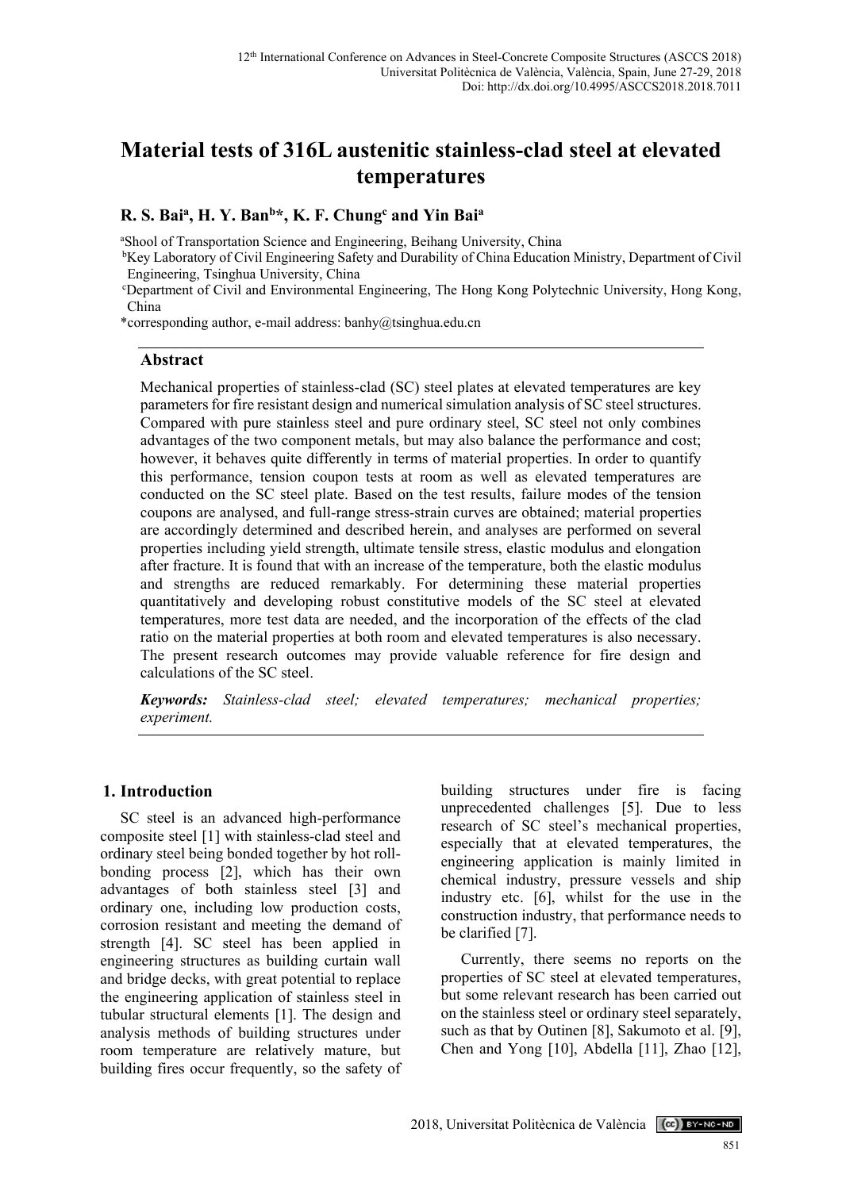# Material tests of 316L austenitic stainless-clad steel at elevated temperatures

**R. S. Bai[a], H. Y. Ban[b]*, K. F. Chung[c] and Yin Bai[a]**

[a]Shool of Transportation Science and Engineering, Beihang University, China

[b]Key Laboratory of Civil Engineering Safety and Durability of China Education Ministry, Department of Civil Engineering, Tsinghua University, China

[c]Department of Civil and Environmental Engineering, The Hong Kong Polytechnic University, Hong Kong, China

*corresponding author, e-mail address: banhy@tsinghua.edu.cn

## Abstract

Mechanical properties of stainless-clad (SC) steel plates at elevated temperatures are key parameters for fire resistant design and numerical simulation analysis of SC steel structures. Compared with pure stainless steel and pure ordinary steel, SC steel not only combines advantages of the two component metals, but may also balance the performance and cost; however, it behaves quite differently in terms of material properties. In order to quantify this performance, tension coupon tests at room as well as elevated temperatures are conducted on the SC steel plate. Based on the test results, failure modes of the tension coupons are analysed, and full-range stress-strain curves are obtained; material properties are accordingly determined and described herein, and analyses are performed on several properties including yield strength, ultimate tensile stress, elastic modulus and elongation after fracture. It is found that with an increase of the temperature, both the elastic modulus and strengths are reduced remarkably. For determining these material properties quantitatively and developing robust constitutive models of the SC steel at elevated temperatures, more test data are needed, and the incorporation of the effects of the clad ratio on the material properties at both room and elevated temperatures is also necessary. The present research outcomes may provide valuable reference for fire design and calculations of the SC steel.

***Keywords:*** *Stainless-clad steel; elevated temperatures; mechanical properties; experiment.*

## 1. Introduction

SC steel is an advanced high-performance composite steel [1] with stainless-clad steel and ordinary steel being bonded together by hot roll-bonding process [2], which has their own advantages of both stainless steel [3] and ordinary one, including low production costs, corrosion resistant and meeting the demand of strength [4]. SC steel has been applied in engineering structures as building curtain wall and bridge decks, with great potential to replace the engineering application of stainless steel in tubular structural elements [1]. The design and analysis methods of building structures under room temperature are relatively mature, but building fires occur frequently, so the safety of building structures under fire is facing unprecedented challenges [5]. Due to less research of SC steel's mechanical properties, especially that at elevated temperatures, the engineering application is mainly limited in chemical industry, pressure vessels and ship industry etc. [6], whilst for the use in the construction industry, that performance needs to be clarified [7].

Currently, there seems no reports on the properties of SC steel at elevated temperatures, but some relevant research has been carried out on the stainless steel or ordinary steel separately, such as that by Outinen [8], Sakumoto et al. [9], Chen and Yong [10], Abdella [11], Zhao [12],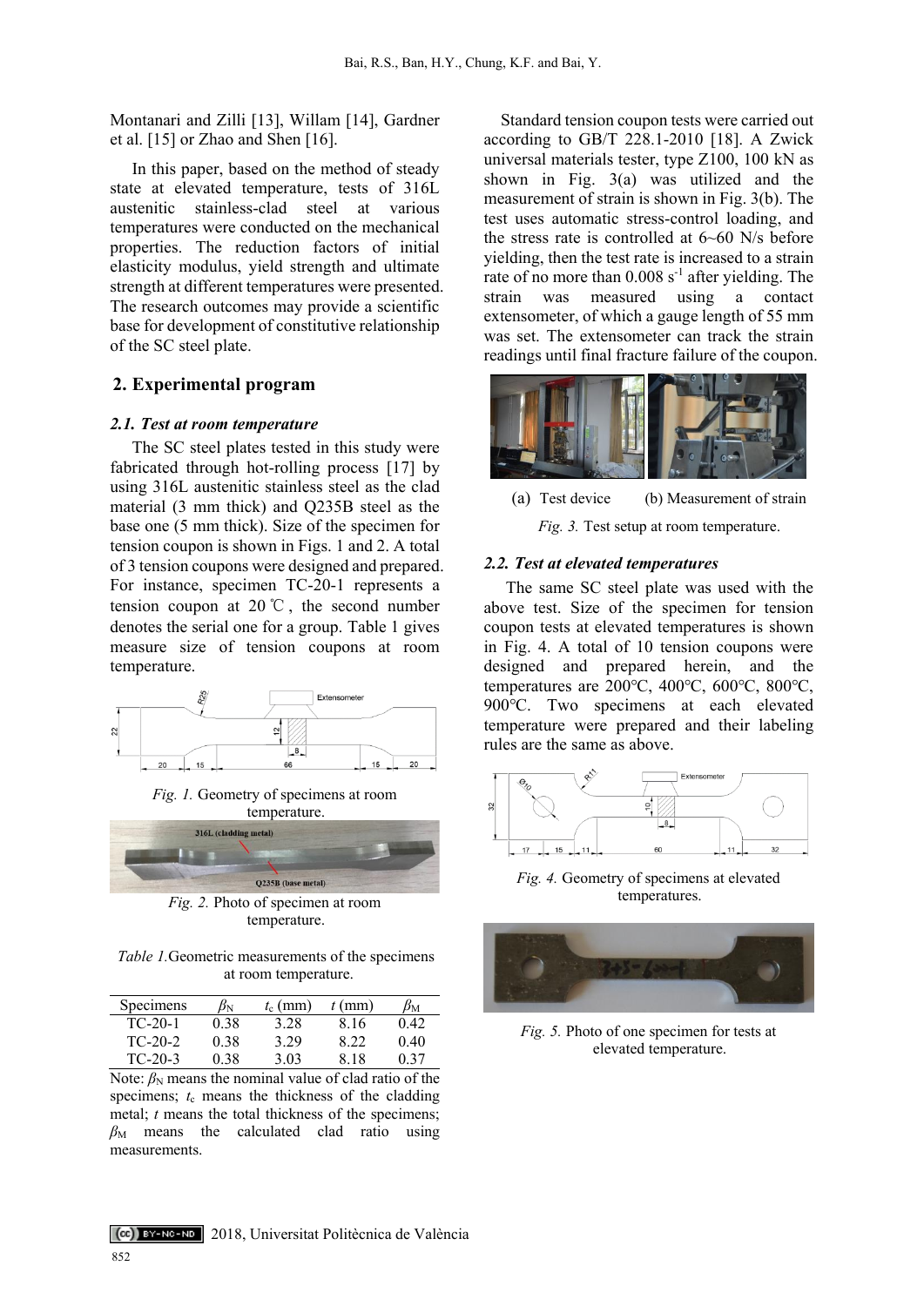Montanari and Zilli [13], Willam [14], Gardner et al. [15] or Zhao and Shen [16].

In this paper, based on the method of steady state at elevated temperature, tests of 316L austenitic stainless-clad steel at various temperatures were conducted on the mechanical properties. The reduction factors of initial elasticity modulus, yield strength and ultimate strength at different temperatures were presented. The research outcomes may provide a scientific base for development of constitutive relationship of the SC steel plate.

## 2. Experimental program

### *2.1. Test at room temperature*

The SC steel plates tested in this study were fabricated through hot-rolling process [17] by using 316L austenitic stainless steel as the clad material (3 mm thick) and Q235B steel as the base one (5 mm thick). Size of the specimen for tension coupon is shown in Figs. 1 and 2. A total of 3 tension coupons were designed and prepared. For instance, specimen TC-20-1 represents a tension coupon at 20 ℃, the second number denotes the serial one for a group. Table 1 gives measure size of tension coupons at room temperature.

R25
Extensometer
22
12
8
20
15
66
15
20

*Fig. 1.* Geometry of specimens at room temperature.

316L (cladding metal)
Q235B (base metal)

*Fig. 2.* Photo of specimen at room temperature.

*Table 1.* Geometric measurements of the specimens at room temperature.

| Specimens | $\beta_N$ | $t_c$ (mm) | $t$ (mm) | $\beta_M$ |
|---|---|---|---|---|
| TC-20-1 | 0.38 | 3.28 | 8.16 | 0.42 |
| TC-20-2 | 0.38 | 3.29 | 8.22 | 0.40 |
| TC-20-3 | 0.38 | 3.03 | 8.18 | 0.37 |

Note: $\beta_N$ means the nominal value of clad ratio of the specimens; $t_c$ means the thickness of the cladding metal; $t$ means the total thickness of the specimens; $\beta_M$ means the calculated clad ratio using measurements.

Standard tension coupon tests were carried out according to GB/T 228.1-2010 [18]. A Zwick universal materials tester, type Z100, 100 kN as shown in Fig. 3(a) was utilized and the measurement of strain is shown in Fig. 3(b). The test uses automatic stress-control loading, and the stress rate is controlled at 6~60 N/s before yielding, then the test rate is increased to a strain rate of no more than 0.008 $s^{-1}$ after yielding. The strain was measured using a contact extensometer, of which a gauge length of 55 mm was set. The extensometer can track the strain readings until final fracture failure of the coupon.

(a) Test device (b) Measurement of strain

*Fig. 3.* Test setup at room temperature.

### *2.2. Test at elevated temperatures*

The same SC steel plate was used with the above test. Size of the specimen for tension coupon tests at elevated temperatures is shown in Fig. 4. A total of 10 tension coupons were designed and prepared herein, and the temperatures are 200°C, 400°C, 600°C, 800°C, 900°C. Two specimens at each elevated temperature were prepared and their labeling rules are the same as above.

Φ10
R11
Extensometer
32
10
8
17
15
11
60
11
32

*Fig. 4.* Geometry of specimens at elevated temperatures.

*Fig. 5.* Photo of one specimen for tests at elevated temperature.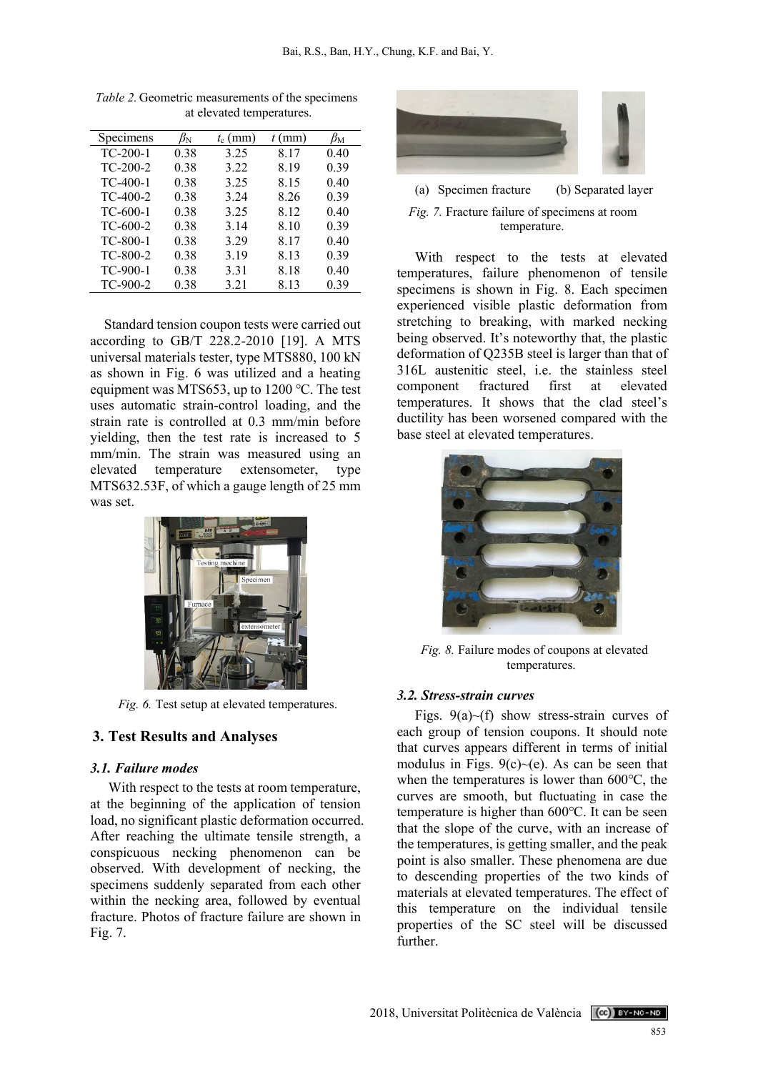*Table 2.* Geometric measurements of the specimens at elevated temperatures.

| Specimens | $\beta_N$ | $t_c$ (mm) | $t$ (mm) | $\beta_M$ |
|---|---|---|---|---|
| TC-200-1 | 0.38 | 3.25 | 8.17 | 0.40 |
| TC-200-2 | 0.38 | 3.22 | 8.19 | 0.39 |
| TC-400-1 | 0.38 | 3.25 | 8.15 | 0.40 |
| TC-400-2 | 0.38 | 3.24 | 8.26 | 0.39 |
| TC-600-1 | 0.38 | 3.25 | 8.12 | 0.40 |
| TC-600-2 | 0.38 | 3.14 | 8.10 | 0.39 |
| TC-800-1 | 0.38 | 3.29 | 8.17 | 0.40 |
| TC-800-2 | 0.38 | 3.19 | 8.13 | 0.39 |
| TC-900-1 | 0.38 | 3.31 | 8.18 | 0.40 |
| TC-900-2 | 0.38 | 3.21 | 8.13 | 0.39 |

Standard tension coupon tests were carried out according to GB/T 228.2-2010 [19]. A MTS universal materials tester, type MTS880, 100 kN as shown in Fig. 6 was utilized and a heating equipment was MTS653, up to 1200 ℃. The test uses automatic strain-control loading, and the strain rate is controlled at 0.3 mm/min before yielding, then the test rate is increased to 5 mm/min. The strain was measured using an elevated temperature extensometer, type MTS632.53F, of which a gauge length of 25 mm was set.

*Fig. 6.* Test setup at elevated temperatures.

## 3. Test Results and Analyses

### 3.1. Failure modes

With respect to the tests at room temperature, at the beginning of the application of tension load, no significant plastic deformation occurred. After reaching the ultimate tensile strength, a conspicuous necking phenomenon can be observed. With development of necking, the specimens suddenly separated from each other within the necking area, followed by eventual fracture. Photos of fracture failure are shown in Fig. 7.

(a) Specimen fracture (b) Separated layer

*Fig. 7.* Fracture failure of specimens at room temperature.

With respect to the tests at elevated temperatures, failure phenomenon of tensile specimens is shown in Fig. 8. Each specimen experienced visible plastic deformation from stretching to breaking, with marked necking being observed. It's noteworthy that, the plastic deformation of Q235B steel is larger than that of 316L austenitic steel, i.e. the stainless steel component fractured first at elevated temperatures. It shows that the clad steel's ductility has been worsened compared with the base steel at elevated temperatures.

*Fig. 8.* Failure modes of coupons at elevated temperatures.

### 3.2. Stress-strain curves

Figs. 9(a)~(f) show stress-strain curves of each group of tension coupons. It should note that curves appears different in terms of initial modulus in Figs. 9(c)~(e). As can be seen that when the temperatures is lower than 600℃, the curves are smooth, but fluctuating in case the temperature is higher than 600℃. It can be seen that the slope of the curve, with an increase of the temperatures, is getting smaller, and the peak point is also smaller. These phenomena are due to descending properties of the two kinds of materials at elevated temperatures. The effect of this temperature on the individual tensile properties of the SC steel will be discussed further.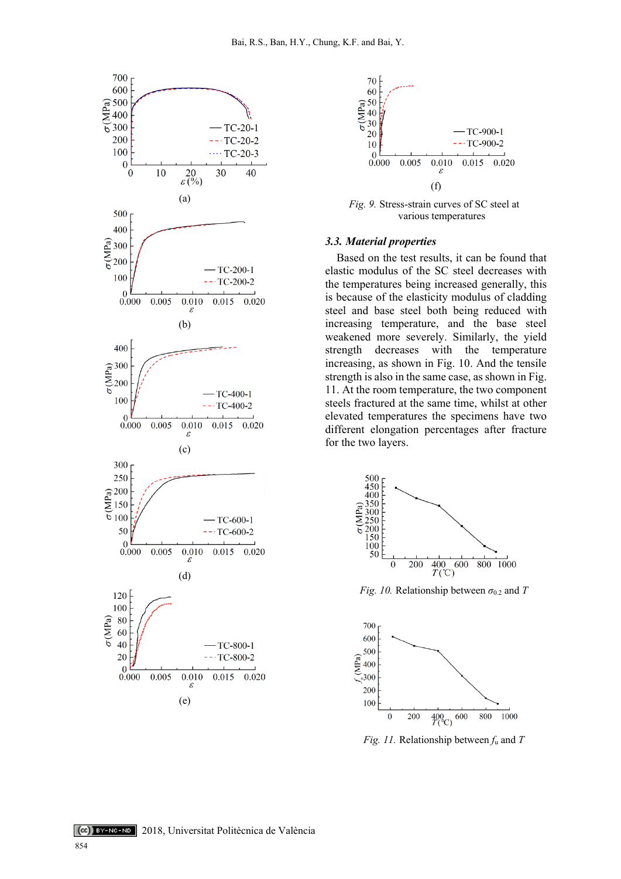700
600
500
400
300
200
100
0
σ (MPa)
0 10 20 30 40
ε (%)
— TC-20-1
- - TC-20-2
···· TC-20-3

(a)

500
400
300
200
100
0
σ (MPa)
0.000 0.005 0.010 0.015 0.020
ε
— TC-200-1
- - TC-200-2

(b)

400
300
200
100
0
σ (MPa)
0.000 0.005 0.010 0.015 0.020
ε
— TC-400-1
- - TC-400-2

(c)

300
250
200
150
100
50
0
σ (MPa)
0.000 0.005 0.010 0.015 0.020
ε
— TC-600-1
- - TC-600-2

(d)

120
100
80
60
40
20
0
σ (MPa)
0.000 0.005 0.010 0.015 0.020
ε
— TC-800-1
- - TC-800-2

(e)

70
60
50
40
30
20
10
0
σ (MPa)
0.000 0.005 0.010 0.015 0.020
ε
— TC-900-1
- - TC-900-2

(f)

*Fig. 9.* Stress-strain curves of SC steel at various temperatures

### 3.3. Material properties

Based on the test results, it can be found that elastic modulus of the SC steel decreases with the temperatures being increased generally, this is because of the elasticity modulus of cladding steel and base steel both being reduced with increasing temperature, and the base steel weakened more severely. Similarly, the yield strength decreases with the temperature increasing, as shown in Fig. 10. And the tensile strength is also in the same case, as shown in Fig. 11. At the room temperature, the two component steels fractured at the same time, whilst at other elevated temperatures the specimens have two different elongation percentages after fracture for the two layers.

500
450
400
350
300
250
200
150
100
50
σ (MPa)
0 200 400 600 800 1000
T (℃)

*Fig. 10.* Relationship between $\sigma_{0.2}$ and $T$

700
600
500
400
300
200
100
$f_u$ (MPa)
0 200 400 600 800 1000
T (℃)

*Fig. 11.* Relationship between $f_u$ and $T$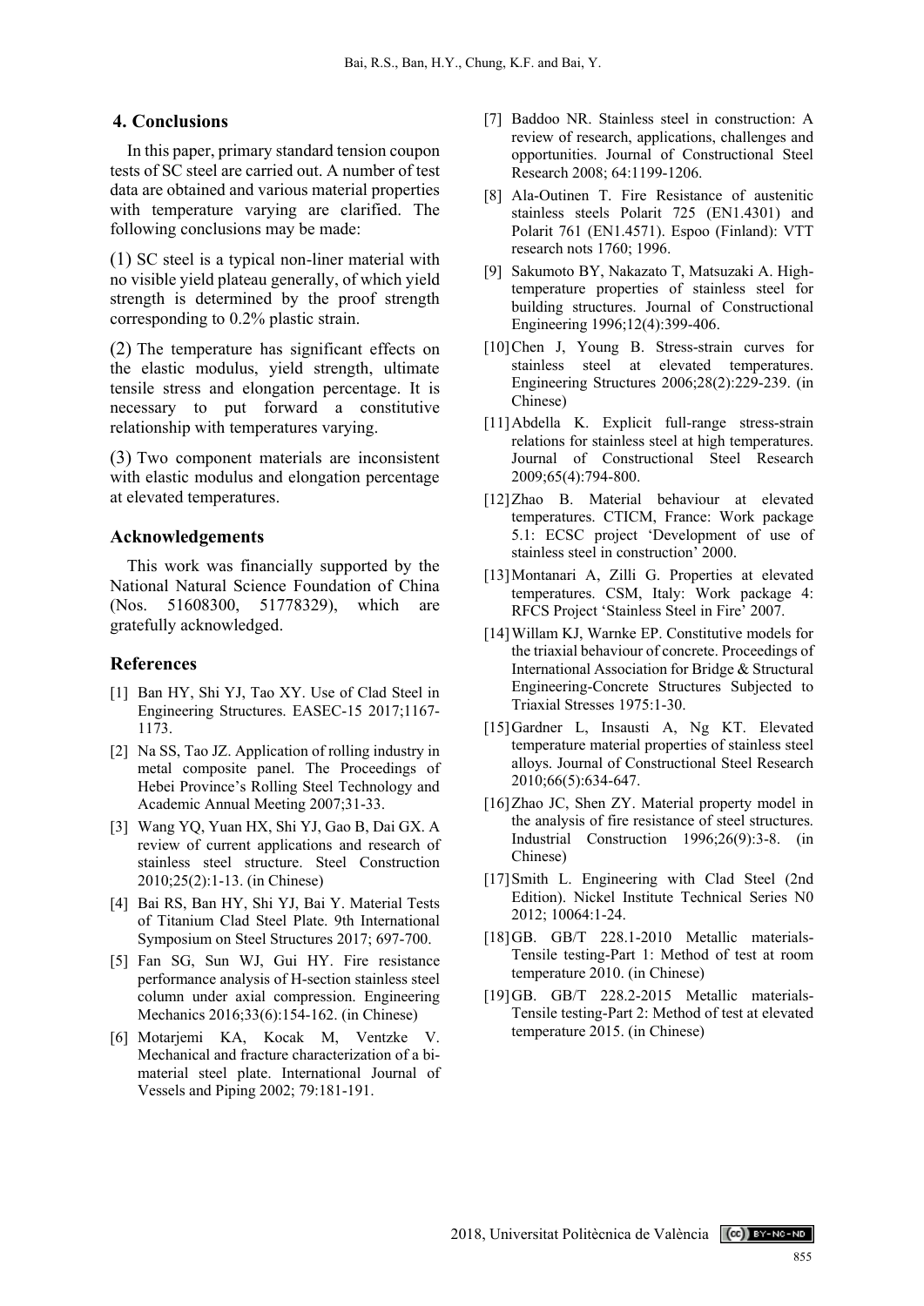## 4. Conclusions

In this paper, primary standard tension coupon tests of SC steel are carried out. A number of test data are obtained and various material properties with temperature varying are clarified. The following conclusions may be made:

(1) SC steel is a typical non-liner material with no visible yield plateau generally, of which yield strength is determined by the proof strength corresponding to 0.2% plastic strain.

(2) The temperature has significant effects on the elastic modulus, yield strength, ultimate tensile stress and elongation percentage. It is necessary to put forward a constitutive relationship with temperatures varying.

(3) Two component materials are inconsistent with elastic modulus and elongation percentage at elevated temperatures.

## Acknowledgements

This work was financially supported by the National Natural Science Foundation of China (Nos. 51608300, 51778329), which are gratefully acknowledged.

## References

[1] Ban HY, Shi YJ, Tao XY. Use of Clad Steel in Engineering Structures. EASEC-15 2017;1167-1173.

[2] Na SS, Tao JZ. Application of rolling industry in metal composite panel. The Proceedings of Hebei Province's Rolling Steel Technology and Academic Annual Meeting 2007;31-33.

[3] Wang YQ, Yuan HX, Shi YJ, Gao B, Dai GX. A review of current applications and research of stainless steel structure. Steel Construction 2010;25(2):1-13. (in Chinese)

[4] Bai RS, Ban HY, Shi YJ, Bai Y. Material Tests of Titanium Clad Steel Plate. 9th International Symposium on Steel Structures 2017; 697-700.

[5] Fan SG, Sun WJ, Gui HY. Fire resistance performance analysis of H-section stainless steel column under axial compression. Engineering Mechanics 2016;33(6):154-162. (in Chinese)

[6] Motarjemi KA, Kocak M, Ventzke V. Mechanical and fracture characterization of a bi-material steel plate. International Journal of Vessels and Piping 2002; 79:181-191.

[7] Baddoo NR. Stainless steel in construction: A review of research, applications, challenges and opportunities. Journal of Constructional Steel Research 2008; 64:1199-1206.

[8] Ala-Outinen T. Fire Resistance of austenitic stainless steels Polarit 725 (EN1.4301) and Polarit 761 (EN1.4571). Espoo (Finland): VTT research nots 1760; 1996.

[9] Sakumoto BY, Nakazato T, Matsuzaki A. High-temperature properties of stainless steel for building structures. Journal of Constructional Engineering 1996;12(4):399-406.

[10] Chen J, Young B. Stress-strain curves for stainless steel at elevated temperatures. Engineering Structures 2006;28(2):229-239. (in Chinese)

[11] Abdella K. Explicit full-range stress-strain relations for stainless steel at high temperatures. Journal of Constructional Steel Research 2009;65(4):794-800.

[12] Zhao B. Material behaviour at elevated temperatures. CTICM, France: Work package 5.1: ECSC project 'Development of use of stainless steel in construction' 2000.

[13] Montanari A, Zilli G. Properties at elevated temperatures. CSM, Italy: Work package 4: RFCS Project 'Stainless Steel in Fire' 2007.

[14] Willam KJ, Warnke EP. Constitutive models for the triaxial behaviour of concrete. Proceedings of International Association for Bridge & Structural Engineering-Concrete Structures Subjected to Triaxial Stresses 1975:1-30.

[15] Gardner L, Insausti A, Ng KT. Elevated temperature material properties of stainless steel alloys. Journal of Constructional Steel Research 2010;66(5):634-647.

[16] Zhao JC, Shen ZY. Material property model in the analysis of fire resistance of steel structures. Industrial Construction 1996;26(9):3-8. (in Chinese)

[17] Smith L. Engineering with Clad Steel (2nd Edition). Nickel Institute Technical Series N0 2012; 10064:1-24.

[18] GB. GB/T 228.1-2010 Metallic materials-Tensile testing-Part 1: Method of test at room temperature 2010. (in Chinese)

[19] GB. GB/T 228.2-2015 Metallic materials-Tensile testing-Part 2: Method of test at elevated temperature 2015. (in Chinese)